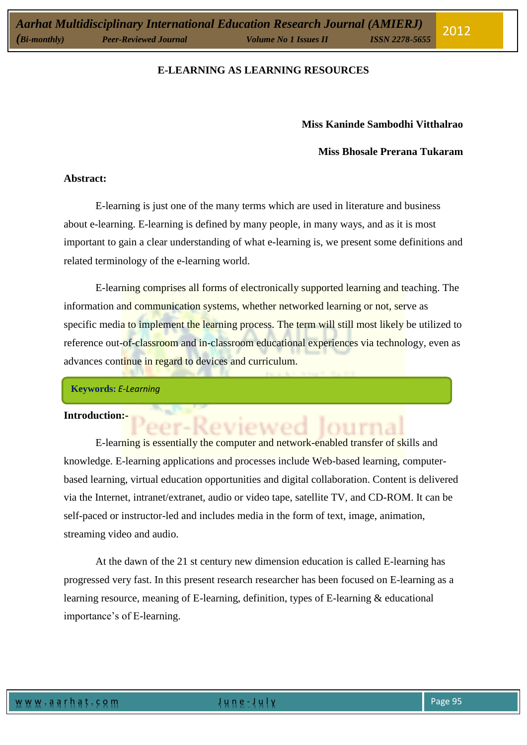# E-LEARNING AS LEARNING RESOURCES

**Miss Kaninde Sambodhi Vitthalrao**

**Miss Bhosale Prerana Tukaram**

**Abstract:**

E-learning is just one of the many terms which are used in literature and business about e-learning. E-learning is defined by many people, in many ways, and as it is most important to gain a clear understanding of what e-learning is, we present some definitions and related terminology of the e-learning world.

E-learning comprises all forms of electronically supported learning and teaching. The information and communication systems, whether networked learning or not, serve as specific media to implement the learning process. The term will still most likely be utilized to reference out-of-classroom and in-classroom educational experiences via technology, even as advances continue in regard to devices and curriculum.

**Keywords:** *E-Learning*

**Introduction:-**

E-learning is essentially the computer and network-enabled transfer of skills and knowledge. E-learning applications and processes include Web-based learning, computer-based learning, virtual education opportunities and digital collaboration. Content is delivered via the Internet, intranet/extranet, audio or video tape, satellite TV, and CD-ROM. It can be self-paced or instructor-led and includes media in the form of text, image, animation, streaming video and audio.

At the dawn of the 21 st century new dimension education is called E-learning has progressed very fast. In this present research researcher has been focused on E-learning as a learning resource, meaning of E-learning, definition, types of E-learning & educational importance's of E-learning.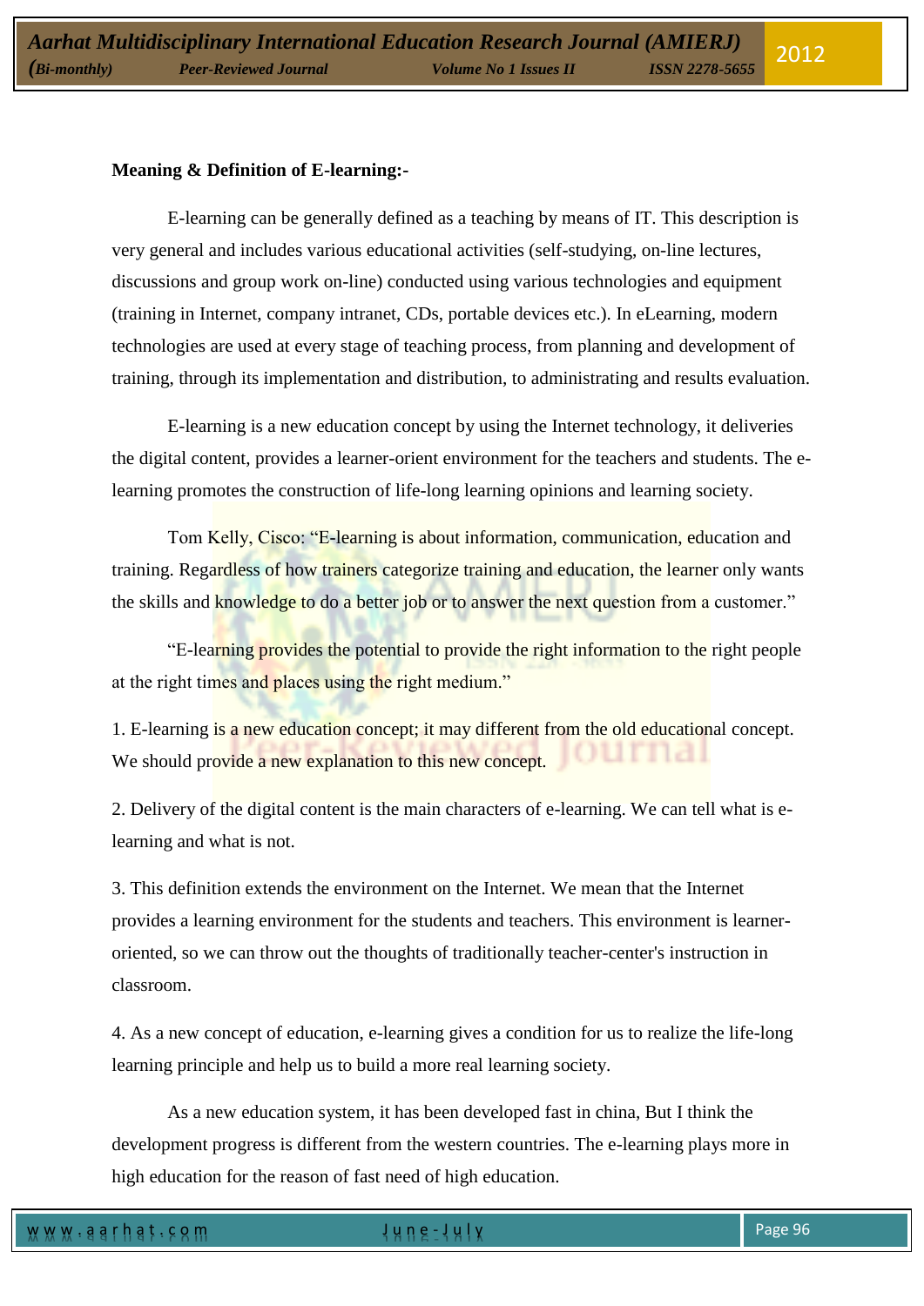**Meaning & Definition of E-learning:-**

E-learning can be generally defined as a teaching by means of IT. This description is very general and includes various educational activities (self-studying, on-line lectures, discussions and group work on-line) conducted using various technologies and equipment (training in Internet, company intranet, CDs, portable devices etc.). In eLearning, modern technologies are used at every stage of teaching process, from planning and development of training, through its implementation and distribution, to administrating and results evaluation.

E-learning is a new education concept by using the Internet technology, it deliveries the digital content, provides a learner-orient environment for the teachers and students. The e-learning promotes the construction of life-long learning opinions and learning society.

Tom Kelly, Cisco: "E-learning is about information, communication, education and training. Regardless of how trainers categorize training and education, the learner only wants the skills and knowledge to do a better job or to answer the next question from a customer."

"E-learning provides the potential to provide the right information to the right people at the right times and places using the right medium."

1. E-learning is a new education concept; it may different from the old educational concept. We should provide a new explanation to this new concept.

2. Delivery of the digital content is the main characters of e-learning. We can tell what is e-learning and what is not.

3. This definition extends the environment on the Internet. We mean that the Internet provides a learning environment for the students and teachers. This environment is learner-oriented, so we can throw out the thoughts of traditionally teacher-center's instruction in classroom.

4. As a new concept of education, e-learning gives a condition for us to realize the life-long learning principle and help us to build a more real learning society.

As a new education system, it has been developed fast in china, But I think the development progress is different from the western countries. The e-learning plays more in high education for the reason of fast need of high education.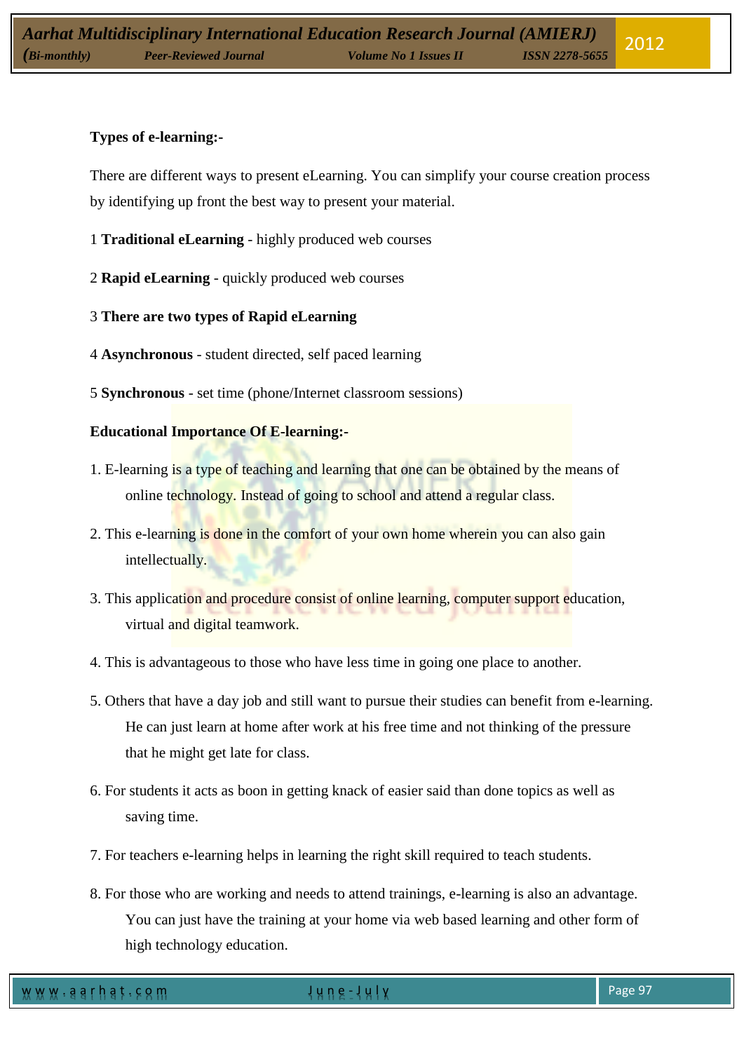**Types of e-learning:-**

There are different ways to present eLearning. You can simplify your course creation process by identifying up front the best way to present your material.

1 **Traditional eLearning** - highly produced web courses

2 **Rapid eLearning** - quickly produced web courses

3 **There are two types of Rapid eLearning**

4 **Asynchronous** - student directed, self paced learning

5 **Synchronous** - set time (phone/Internet classroom sessions)

**Educational Importance Of E-learning:-**

1. E-learning is a type of teaching and learning that one can be obtained by the means of online technology. Instead of going to school and attend a regular class.

2. This e-learning is done in the comfort of your own home wherein you can also gain intellectually.

3. This application and procedure consist of online learning, computer support education, virtual and digital teamwork.

4. This is advantageous to those who have less time in going one place to another.

5. Others that have a day job and still want to pursue their studies can benefit from e-learning. He can just learn at home after work at his free time and not thinking of the pressure that he might get late for class.

6. For students it acts as boon in getting knack of easier said than done topics as well as saving time.

7. For teachers e-learning helps in learning the right skill required to teach students.

8. For those who are working and needs to attend trainings, e-learning is also an advantage. You can just have the training at your home via web based learning and other form of high technology education.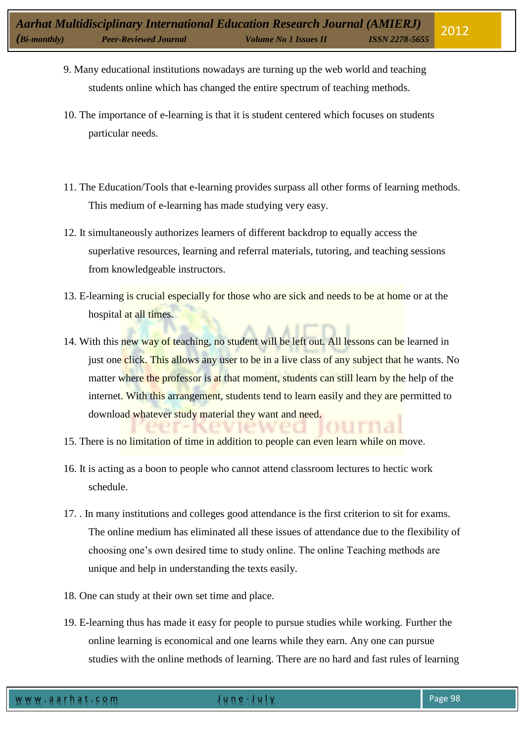9. Many educational institutions nowadays are turning up the web world and teaching students online which has changed the entire spectrum of teaching methods.

10. The importance of e-learning is that it is student centered which focuses on students particular needs.

11. The Education/Tools that e-learning provides surpass all other forms of learning methods. This medium of e-learning has made studying very easy.

12. It simultaneously authorizes learners of different backdrop to equally access the superlative resources, learning and referral materials, tutoring, and teaching sessions from knowledgeable instructors.

13. E-learning is crucial especially for those who are sick and needs to be at home or at the hospital at all times.

14. With this new way of teaching, no student will be left out. All lessons can be learned in just one click. This allows any user to be in a live class of any subject that he wants. No matter where the professor is at that moment, students can still learn by the help of the internet. With this arrangement, students tend to learn easily and they are permitted to download whatever study material they want and need.

15. There is no limitation of time in addition to people can even learn while on move.

16. It is acting as a boon to people who cannot attend classroom lectures to hectic work schedule.

17. . In many institutions and colleges good attendance is the first criterion to sit for exams. The online medium has eliminated all these issues of attendance due to the flexibility of choosing one's own desired time to study online. The online Teaching methods are unique and help in understanding the texts easily.

18. One can study at their own set time and place.

19. E-learning thus has made it easy for people to pursue studies while working. Further the online learning is economical and one learns while they earn. Any one can pursue studies with the online methods of learning. There are no hard and fast rules of learning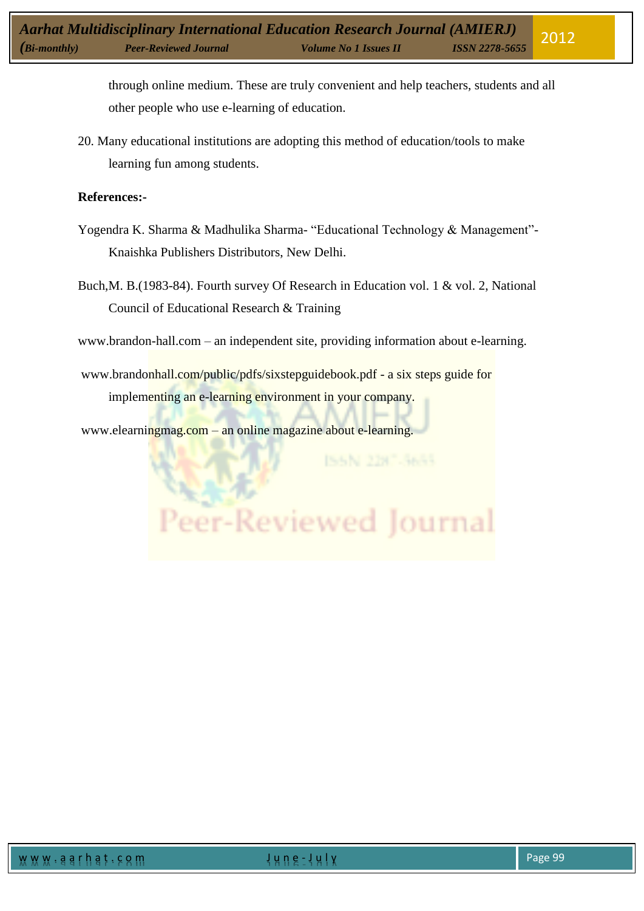through online medium. These are truly convenient and help teachers, students and all other people who use e-learning of education.

20. Many educational institutions are adopting this method of education/tools to make learning fun among students.

**References:-**

Yogendra K. Sharma & Madhulika Sharma- "Educational Technology & Management"- Knaishka Publishers Distributors, New Delhi.

Buch,M. B.(1983-84). Fourth survey Of Research in Education vol. 1 & vol. 2, National Council of Educational Research & Training

www.brandon-hall.com – an independent site, providing information about e-learning.

www.brandonhall.com/public/pdfs/sixstepguidebook.pdf - a six steps guide for implementing an e-learning environment in your company.

www.elearningmag.com – an online magazine about e-learning.